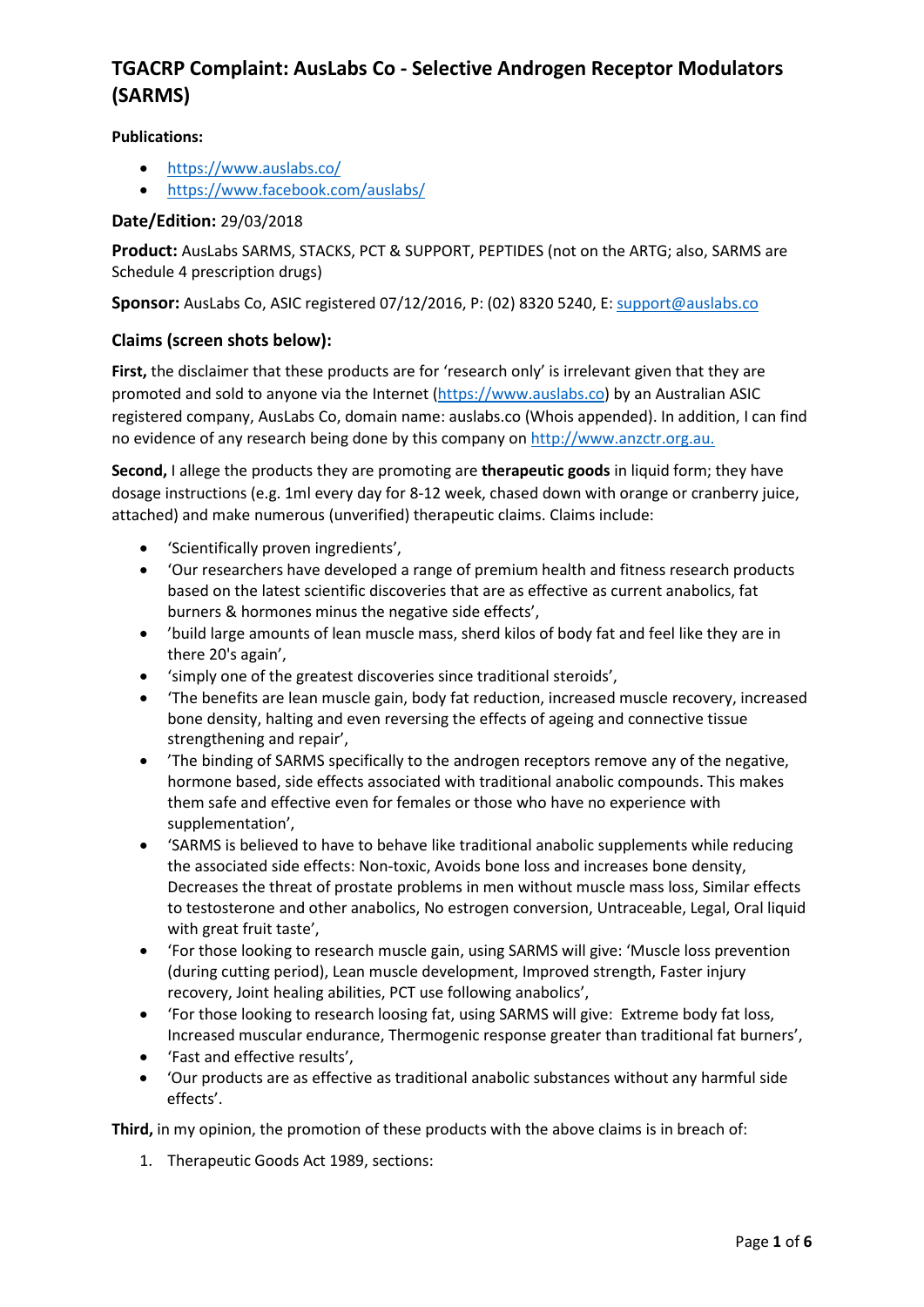# TGACRP Complaint: AusLabs Co - Selective Androgen Receptor Modulators (SARMS)

**Publications:**

- https://www.auslabs.co/
- https://www.facebook.com/auslabs/

**Date/Edition:** 29/03/2018

**Product:** AusLabs SARMS, STACKS, PCT & SUPPORT, PEPTIDES (not on the ARTG; also, SARMS are Schedule 4 prescription drugs)

**Sponsor:** AusLabs Co, ASIC registered 07/12/2016, P: (02) 8320 5240, E: support@auslabs.co

## Claims (screen shots below):

**First,** the disclaimer that these products are for 'research only' is irrelevant given that they are promoted and sold to anyone via the Internet (https://www.auslabs.co) by an Australian ASIC registered company, AusLabs Co, domain name: auslabs.co (Whois appended). In addition, I can find no evidence of any research being done by this company on http://www.anzctr.org.au.

**Second,** I allege the products they are promoting are **therapeutic goods** in liquid form; they have dosage instructions (e.g. 1ml every day for 8-12 week, chased down with orange or cranberry juice, attached) and make numerous (unverified) therapeutic claims. Claims include:

- 'Scientifically proven ingredients',
- 'Our researchers have developed a range of premium health and fitness research products based on the latest scientific discoveries that are as effective as current anabolics, fat burners & hormones minus the negative side effects',
- 'build large amounts of lean muscle mass, sherd kilos of body fat and feel like they are in there 20's again',
- 'simply one of the greatest discoveries since traditional steroids',
- 'The benefits are lean muscle gain, body fat reduction, increased muscle recovery, increased bone density, halting and even reversing the effects of ageing and connective tissue strengthening and repair',
- 'The binding of SARMS specifically to the androgen receptors remove any of the negative, hormone based, side effects associated with traditional anabolic compounds. This makes them safe and effective even for females or those who have no experience with supplementation',
- 'SARMS is believed to have to behave like traditional anabolic supplements while reducing the associated side effects: Non-toxic, Avoids bone loss and increases bone density, Decreases the threat of prostate problems in men without muscle mass loss, Similar effects to testosterone and other anabolics, No estrogen conversion, Untraceable, Legal, Oral liquid with great fruit taste',
- 'For those looking to research muscle gain, using SARMS will give: 'Muscle loss prevention (during cutting period), Lean muscle development, Improved strength, Faster injury recovery, Joint healing abilities, PCT use following anabolics',
- 'For those looking to research loosing fat, using SARMS will give: Extreme body fat loss, Increased muscular endurance, Thermogenic response greater than traditional fat burners',
- 'Fast and effective results',
- 'Our products are as effective as traditional anabolic substances without any harmful side effects'.

**Third,** in my opinion, the promotion of these products with the above claims is in breach of:

1. Therapeutic Goods Act 1989, sections: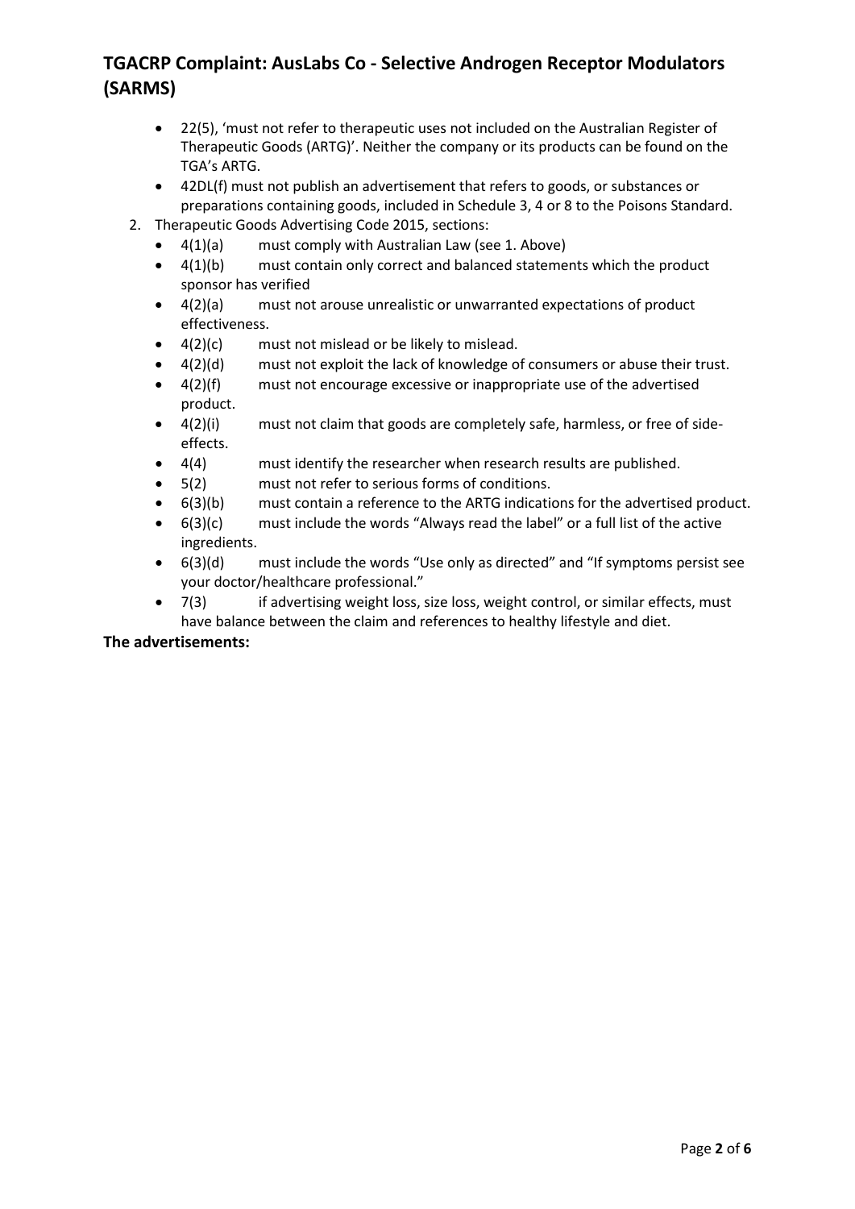- 22(5), 'must not refer to therapeutic uses not included on the Australian Register of Therapeutic Goods (ARTG)'. Neither the company or its products can be found on the TGA's ARTG.
- 42DL(f) must not publish an advertisement that refers to goods, or substances or preparations containing goods, included in Schedule 3, 4 or 8 to the Poisons Standard.

2. Therapeutic Goods Advertising Code 2015, sections:
   - 4(1)(a) must comply with Australian Law (see 1. Above)
   - 4(1)(b) must contain only correct and balanced statements which the product sponsor has verified
   - 4(2)(a) must not arouse unrealistic or unwarranted expectations of product effectiveness.
   - 4(2)(c) must not mislead or be likely to mislead.
   - 4(2)(d) must not exploit the lack of knowledge of consumers or abuse their trust.
   - 4(2)(f) must not encourage excessive or inappropriate use of the advertised product.
   - 4(2)(i) must not claim that goods are completely safe, harmless, or free of side-effects.
   - 4(4) must identify the researcher when research results are published.
   - 5(2) must not refer to serious forms of conditions.
   - 6(3)(b) must contain a reference to the ARTG indications for the advertised product.
   - 6(3)(c) must include the words "Always read the label" or a full list of the active ingredients.
   - 6(3)(d) must include the words "Use only as directed" and "If symptoms persist see your doctor/healthcare professional."
   - 7(3) if advertising weight loss, size loss, weight control, or similar effects, must have balance between the claim and references to healthy lifestyle and diet.

**The advertisements:**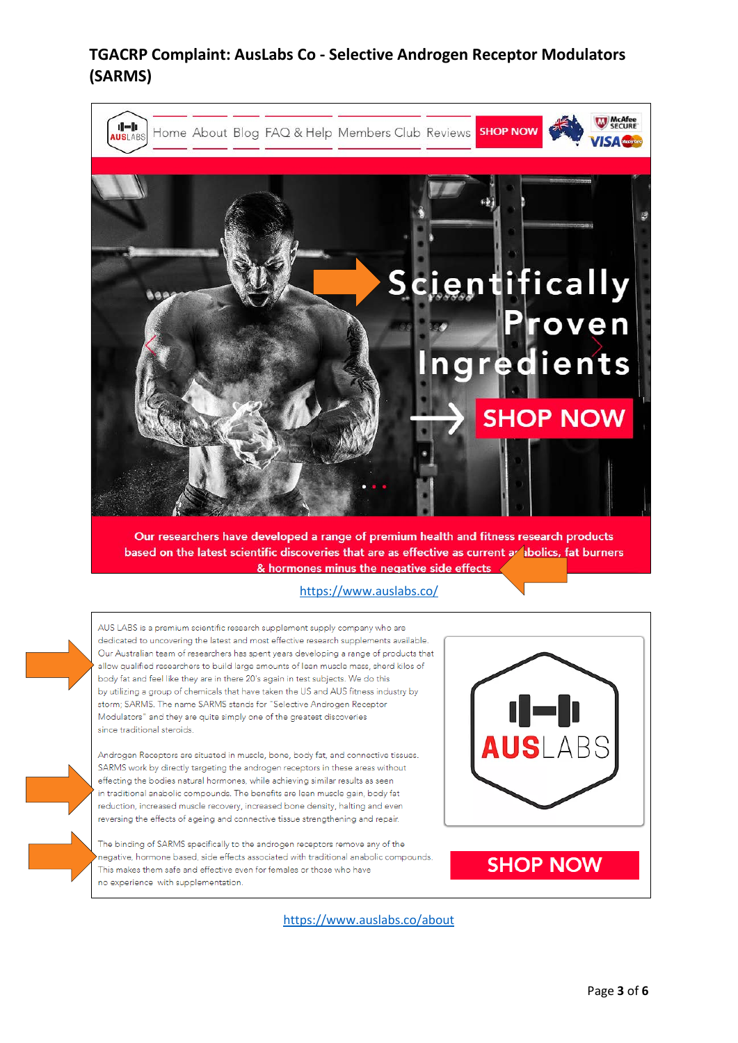# TGACRP Complaint: AusLabs Co - Selective Androgen Receptor Modulators (SARMS)

AUSLABS | Home | About | Blog | FAQ & Help | Members Club | Reviews | SHOP NOW

Scientifically Proven Ingredients

SHOP NOW

Our researchers have developed a range of premium health and fitness research products based on the latest scientific discoveries that are as effective as current anabolics, fat burners & hormones minus the negative side effects

https://www.auslabs.co/

AUS LABS is a premium scientific research supplement supply company who are dedicated to uncovering the latest and most effective research supplements available. Our Australian team of researchers has spent years developing a range of products that allow qualified researchers to build large amounts of lean muscle mass, shred kilos of body fat and feel like they are in there 20's again in test subjects. We do this by utilizing a group of chemicals that have taken the US and AUS fitness industry by storm; SARMS. The name SARMS stands for "Selective Androgen Receptor Modulators" and they are quite simply one of the greatest discoveries since traditional steroids.

Androgen Receptors are situated in muscle, bone, body fat, and connective tissues. SARMS work by directly targeting the androgen receptors in these areas without effecting the bodies natural hormones, while achieving similar results as seen in traditional anabolic compounds. The benefits are lean muscle gain, body fat reduction, increased muscle recovery, increased bone density, halting and even reversing the effects of ageing and connective tissue strengthening and repair.

The binding of SARMS specifically to the androgen receptors remove any of the negative, hormone based, side effects associated with traditional anabolic compounds. This makes them safe and effective even for females or those who have no experience with supplementation.

AUSLABS

SHOP NOW

https://www.auslabs.co/about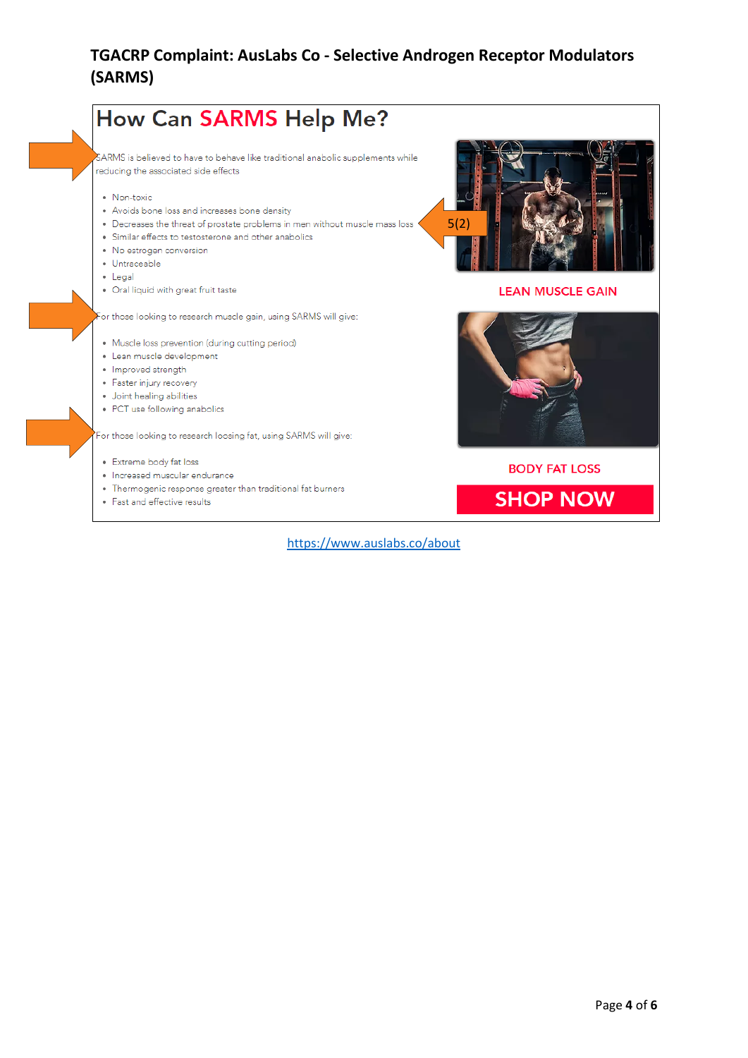**TGACRP Complaint: AusLabs Co - Selective Androgen Receptor Modulators (SARMS)**

## How Can SARMS Help Me?

SARMS is believed to have to behave like traditional anabolic supplements while reducing the associated side effects

- Non-toxic
- Avoids bone loss and increases bone density
- Decreases the threat of prostate problems in men without muscle mass loss
- Similar effects to testosterone and other anabolics
- No estrogen conversion
- Untraceable
- Legal
- Oral liquid with great fruit taste

5(2)

For those looking to research muscle gain, using SARMS will give:

- Muscle loss prevention (during cutting period)
- Lean muscle development
- Improved strength
- Faster injury recovery
- Joint healing abilities
- PCT use following anabolics

For those looking to research loosing fat, using SARMS will give:

- Extreme body fat loss
- Increased muscular endurance
- Thermogenic response greater than traditional fat burners
- Fast and effective results

LEAN MUSCLE GAIN

BODY FAT LOSS

SHOP NOW

https://www.auslabs.co/about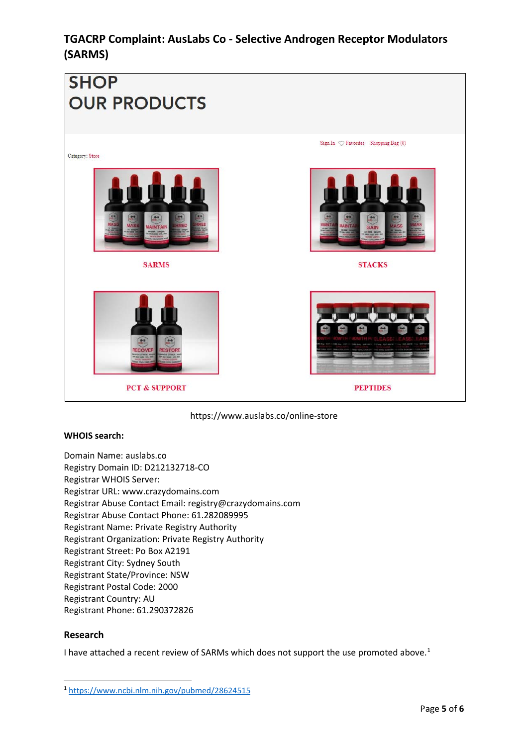# TGACRP Complaint: AusLabs Co - Selective Androgen Receptor Modulators (SARMS)

SHOP
OUR PRODUCTS

Sign In  Favorites  Shopping Bag (0)

Category: Store

SARMS

STACKS

PCT & SUPPORT

PEPTIDES

https://www.auslabs.co/online-store

**WHOIS search:**

Domain Name: auslabs.co
Registry Domain ID: D212132718-CO
Registrar WHOIS Server:
Registrar URL: www.crazydomains.com
Registrar Abuse Contact Email: registry@crazydomains.com
Registrar Abuse Contact Phone: 61.282089995
Registrant Name: Private Registry Authority
Registrant Organization: Private Registry Authority
Registrant Street: Po Box A2191
Registrant City: Sydney South
Registrant State/Province: NSW
Registrant Postal Code: 2000
Registrant Country: AU
Registrant Phone: 61.290372826

## Research

I have attached a recent review of SARMs which does not support the use promoted above.[1]

[1] https://www.ncbi.nlm.nih.gov/pubmed/28624515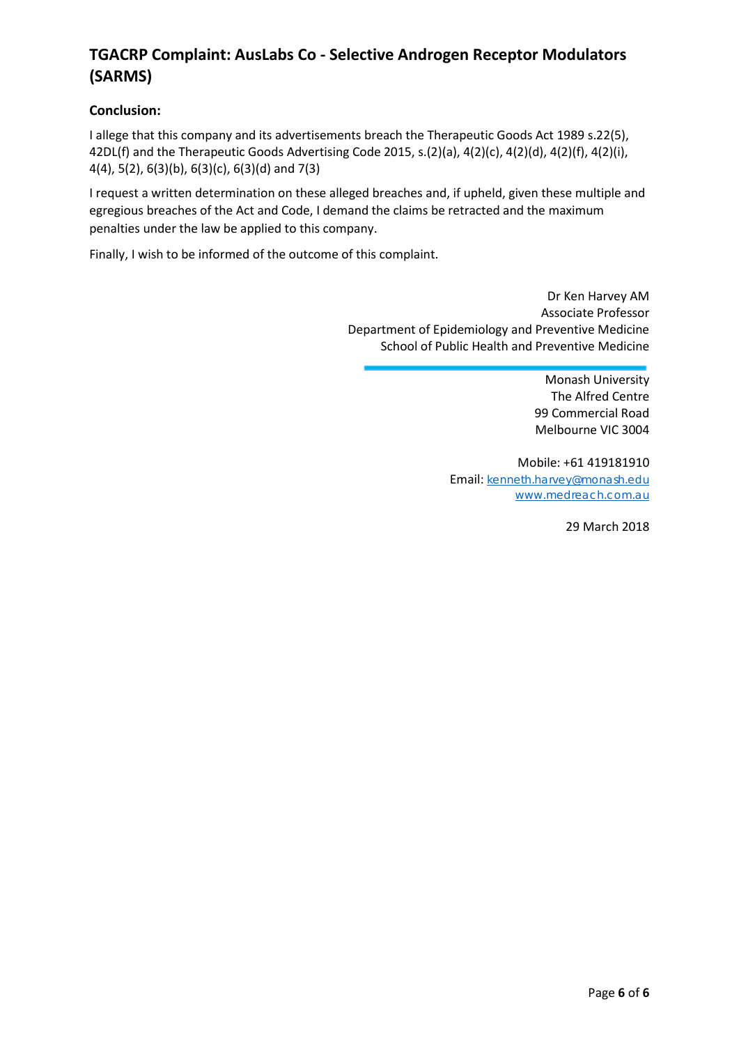## TGACRP Complaint: AusLabs Co - Selective Androgen Receptor Modulators (SARMS)

**Conclusion:**

I allege that this company and its advertisements breach the Therapeutic Goods Act 1989 s.22(5), 42DL(f) and the Therapeutic Goods Advertising Code 2015, s.(2)(a), 4(2)(c), 4(2)(d), 4(2)(f), 4(2)(i), 4(4), 5(2), 6(3)(b), 6(3)(c), 6(3)(d) and 7(3)

I request a written determination on these alleged breaches and, if upheld, given these multiple and egregious breaches of the Act and Code, I demand the claims be retracted and the maximum penalties under the law be applied to this company.

Finally, I wish to be informed of the outcome of this complaint.

Dr Ken Harvey AM
Associate Professor
Department of Epidemiology and Preventive Medicine
School of Public Health and Preventive Medicine

Monash University
The Alfred Centre
99 Commercial Road
Melbourne VIC 3004

Mobile: +61 419181910
Email: kenneth.harvey@monash.edu
www.medreach.com.au

29 March 2018